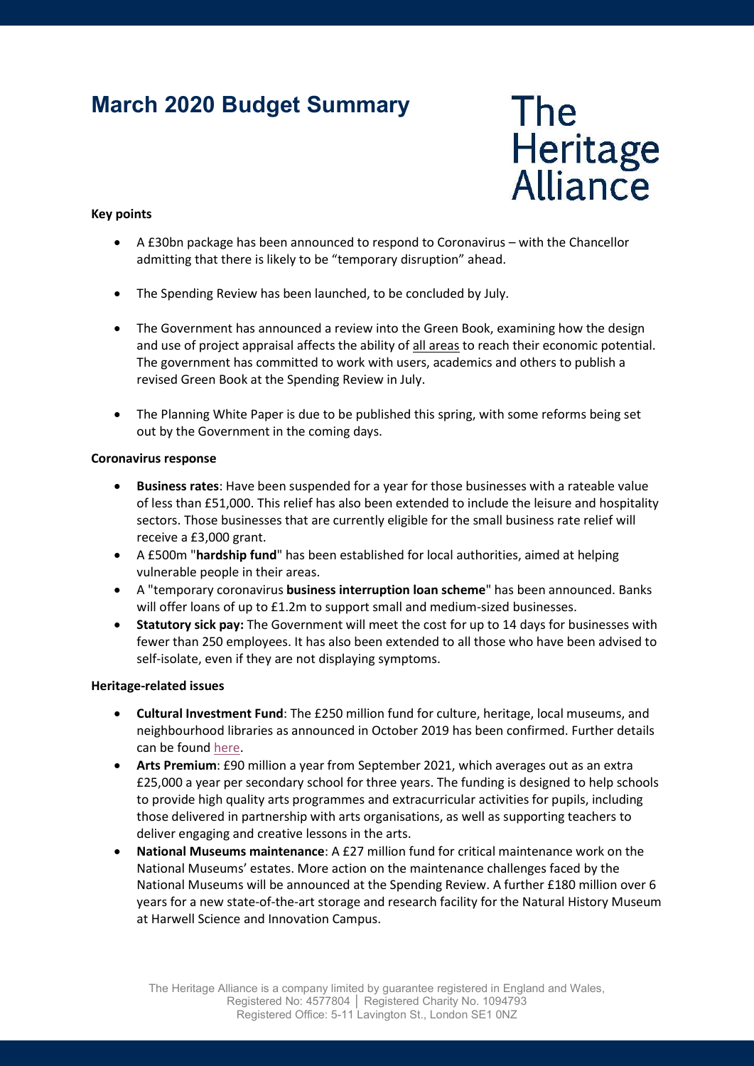# March 2020 Budget Summary

The Heritage Alliance

**Key points**

- A £30bn package has been announced to respond to Coronavirus – with the Chancellor admitting that there is likely to be "temporary disruption" ahead.
- The Spending Review has been launched, to be concluded by July.
- The Government has announced a review into the Green Book, examining how the design and use of project appraisal affects the ability of all areas to reach their economic potential. The government has committed to work with users, academics and others to publish a revised Green Book at the Spending Review in July.
- The Planning White Paper is due to be published this spring, with some reforms being set out by the Government in the coming days.

**Coronavirus response**

- **Business rates**: Have been suspended for a year for those businesses with a rateable value of less than £51,000. This relief has also been extended to include the leisure and hospitality sectors. Those businesses that are currently eligible for the small business rate relief will receive a £3,000 grant.
- A £500m "**hardship fund**" has been established for local authorities, aimed at helping vulnerable people in their areas.
- A "temporary coronavirus **business interruption loan scheme**" has been announced. Banks will offer loans of up to £1.2m to support small and medium-sized businesses.
- **Statutory sick pay:** The Government will meet the cost for up to 14 days for businesses with fewer than 250 employees. It has also been extended to all those who have been advised to self-isolate, even if they are not displaying symptoms.

**Heritage-related issues**

- **Cultural Investment Fund**: The £250 million fund for culture, heritage, local museums, and neighbourhood libraries as announced in October 2019 has been confirmed. Further details can be found here.
- **Arts Premium**: £90 million a year from September 2021, which averages out as an extra £25,000 a year per secondary school for three years. The funding is designed to help schools to provide high quality arts programmes and extracurricular activities for pupils, including those delivered in partnership with arts organisations, as well as supporting teachers to deliver engaging and creative lessons in the arts.
- **National Museums maintenance**: A £27 million fund for critical maintenance work on the National Museums' estates. More action on the maintenance challenges faced by the National Museums will be announced at the Spending Review. A further £180 million over 6 years for a new state-of-the-art storage and research facility for the Natural History Museum at Harwell Science and Innovation Campus.

The Heritage Alliance is a company limited by guarantee registered in England and Wales, Registered No: 4577804 │ Registered Charity No. 1094793 Registered Office: 5-11 Lavington St., London SE1 0NZ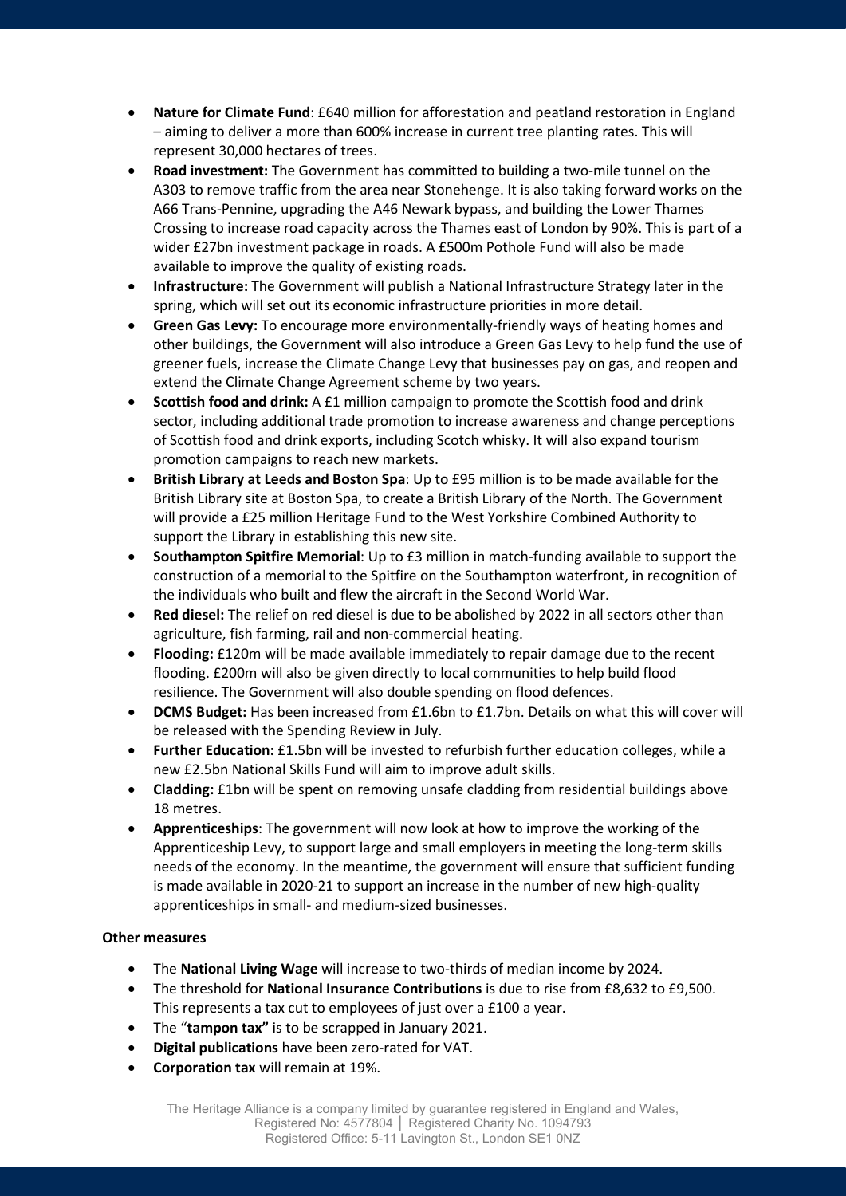- **Nature for Climate Fund**: £640 million for afforestation and peatland restoration in England – aiming to deliver a more than 600% increase in current tree planting rates. This will represent 30,000 hectares of trees.
- **Road investment:** The Government has committed to building a two-mile tunnel on the A303 to remove traffic from the area near Stonehenge. It is also taking forward works on the A66 Trans-Pennine, upgrading the A46 Newark bypass, and building the Lower Thames Crossing to increase road capacity across the Thames east of London by 90%. This is part of a wider £27bn investment package in roads. A £500m Pothole Fund will also be made available to improve the quality of existing roads.
- **Infrastructure:** The Government will publish a National Infrastructure Strategy later in the spring, which will set out its economic infrastructure priorities in more detail.
- **Green Gas Levy:** To encourage more environmentally-friendly ways of heating homes and other buildings, the Government will also introduce a Green Gas Levy to help fund the use of greener fuels, increase the Climate Change Levy that businesses pay on gas, and reopen and extend the Climate Change Agreement scheme by two years.
- **Scottish food and drink:** A £1 million campaign to promote the Scottish food and drink sector, including additional trade promotion to increase awareness and change perceptions of Scottish food and drink exports, including Scotch whisky. It will also expand tourism promotion campaigns to reach new markets.
- **British Library at Leeds and Boston Spa**: Up to £95 million is to be made available for the British Library site at Boston Spa, to create a British Library of the North. The Government will provide a £25 million Heritage Fund to the West Yorkshire Combined Authority to support the Library in establishing this new site.
- **Southampton Spitfire Memorial**: Up to £3 million in match-funding available to support the construction of a memorial to the Spitfire on the Southampton waterfront, in recognition of the individuals who built and flew the aircraft in the Second World War.
- **Red diesel:** The relief on red diesel is due to be abolished by 2022 in all sectors other than agriculture, fish farming, rail and non-commercial heating.
- **Flooding:** £120m will be made available immediately to repair damage due to the recent flooding. £200m will also be given directly to local communities to help build flood resilience. The Government will also double spending on flood defences.
- **DCMS Budget:** Has been increased from £1.6bn to £1.7bn. Details on what this will cover will be released with the Spending Review in July.
- **Further Education:** £1.5bn will be invested to refurbish further education colleges, while a new £2.5bn National Skills Fund will aim to improve adult skills.
- **Cladding:** £1bn will be spent on removing unsafe cladding from residential buildings above 18 metres.
- **Apprenticeships**: The government will now look at how to improve the working of the Apprenticeship Levy, to support large and small employers in meeting the long-term skills needs of the economy. In the meantime, the government will ensure that sufficient funding is made available in 2020-21 to support an increase in the number of new high-quality apprenticeships in small- and medium-sized businesses.

**Other measures**

- The **National Living Wage** will increase to two-thirds of median income by 2024.
- The threshold for **National Insurance Contributions** is due to rise from £8,632 to £9,500. This represents a tax cut to employees of just over a £100 a year.
- The "**tampon tax"** is to be scrapped in January 2021.
- **Digital publications** have been zero-rated for VAT.
- **Corporation tax** will remain at 19%.

The Heritage Alliance is a company limited by guarantee registered in England and Wales, Registered No: 4577804 │ Registered Charity No. 1094793
Registered Office: 5-11 Lavington St., London SE1 0NZ